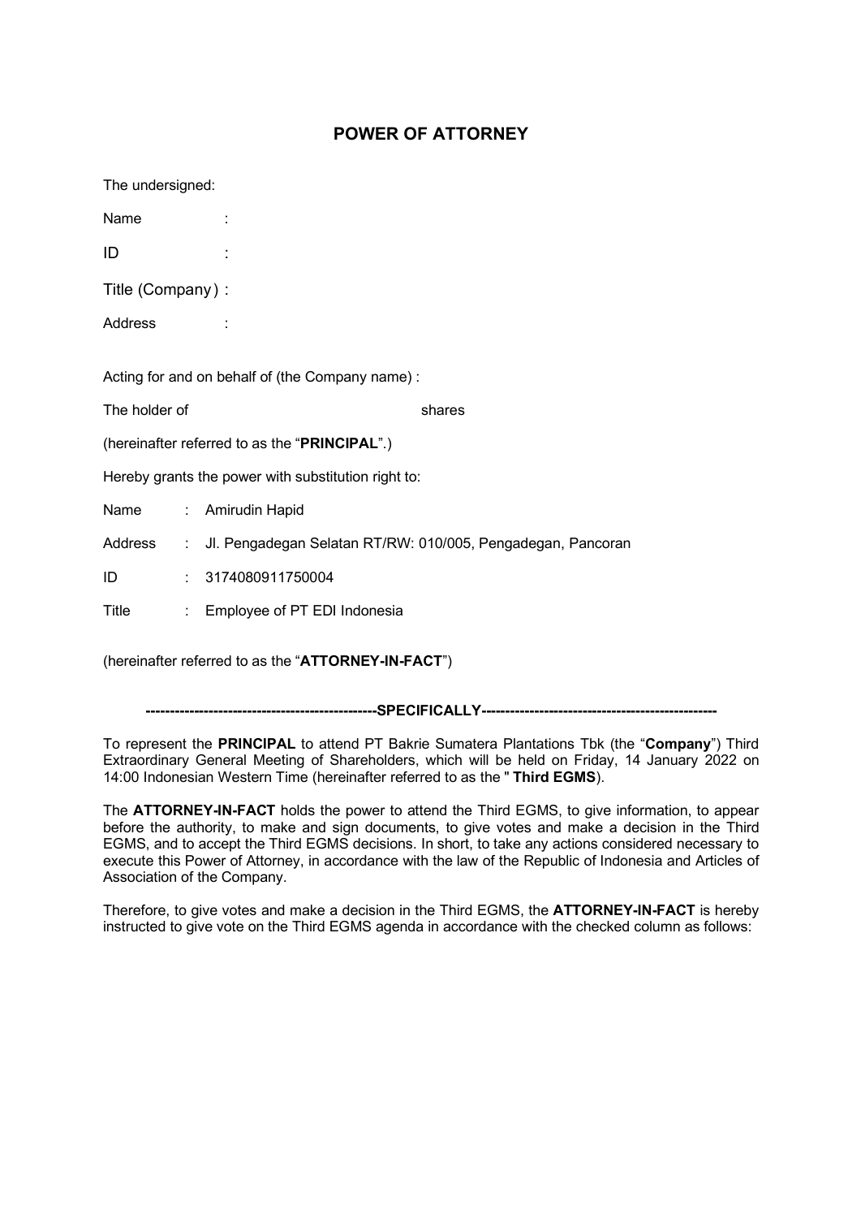# POWER OF ATTORNEY

The undersigned:

Name :

ID :

Title (Company) :

Address :

Acting for and on behalf of (the Company name) :

The holder of shares

(hereinafter referred to as the "**PRINCIPAL**".)

Hereby grants the power with substitution right to:

Name : Amirudin Hapid

Address : Jl. Pengadegan Selatan RT/RW: 010/005, Pengadegan, Pancoran

ID : 3174080911750004

Title : Employee of PT EDI Indonesia

(hereinafter referred to as the "**ATTORNEY-IN-FACT**")

**-----------------------------------------------SPECIFICALLY------------------------------------------------**

To represent the **PRINCIPAL** to attend PT Bakrie Sumatera Plantations Tbk (the "**Company**") Third Extraordinary General Meeting of Shareholders, which will be held on Friday, 14 January 2022 on 14:00 Indonesian Western Time (hereinafter referred to as the " **Third EGMS**).

The **ATTORNEY-IN-FACT** holds the power to attend the Third EGMS, to give information, to appear before the authority, to make and sign documents, to give votes and make a decision in the Third EGMS, and to accept the Third EGMS decisions. In short, to take any actions considered necessary to execute this Power of Attorney, in accordance with the law of the Republic of Indonesia and Articles of Association of the Company.

Therefore, to give votes and make a decision in the Third EGMS, the **ATTORNEY-IN-FACT** is hereby instructed to give vote on the Third EGMS agenda in accordance with the checked column as follows: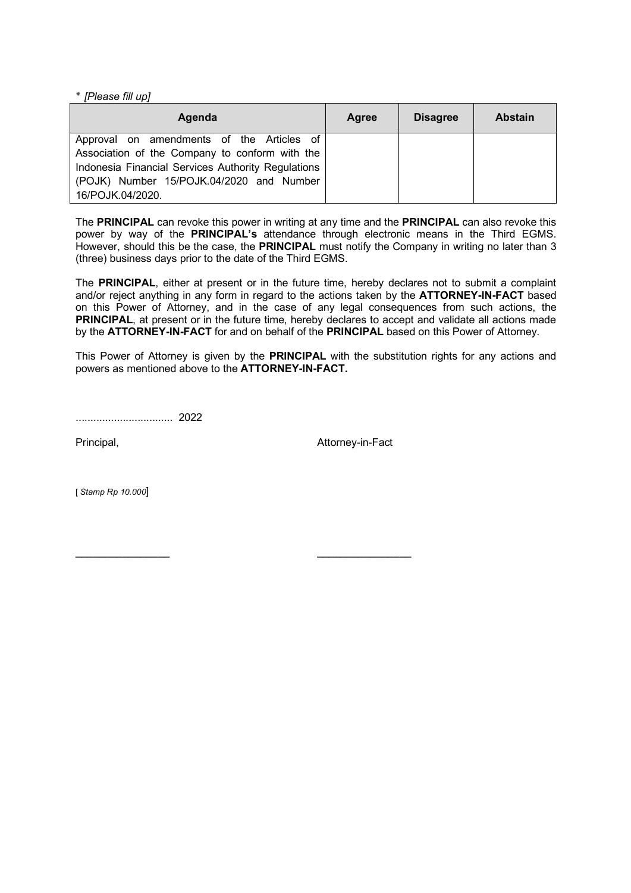* *[Please fill up]*

| Agenda | Agree | Disagree | Abstain |
|---|---|---|---|
| Approval on amendments of the Articles of Association of the Company to conform with the Indonesia Financial Services Authority Regulations (POJK) Number 15/POJK.04/2020 and Number 16/POJK.04/2020. | | | |

The **PRINCIPAL** can revoke this power in writing at any time and the **PRINCIPAL** can also revoke this power by way of the **PRINCIPAL's** attendance through electronic means in the Third EGMS. However, should this be the case, the **PRINCIPAL** must notify the Company in writing no later than 3 (three) business days prior to the date of the Third EGMS.

The **PRINCIPAL**, either at present or in the future time, hereby declares not to submit a complaint and/or reject anything in any form in regard to the actions taken by the **ATTORNEY-IN-FACT** based on this Power of Attorney, and in the case of any legal consequences from such actions, the **PRINCIPAL**, at present or in the future time, hereby declares to accept and validate all actions made by the **ATTORNEY-IN-FACT** for and on behalf of the **PRINCIPAL** based on this Power of Attorney.

This Power of Attorney is given by the **PRINCIPAL** with the substitution rights for any actions and powers as mentioned above to the **ATTORNEY-IN-FACT.**

................................ 2022

Principal, Attorney-in-Fact

[ *Stamp Rp 10.000*]

________________ ________________